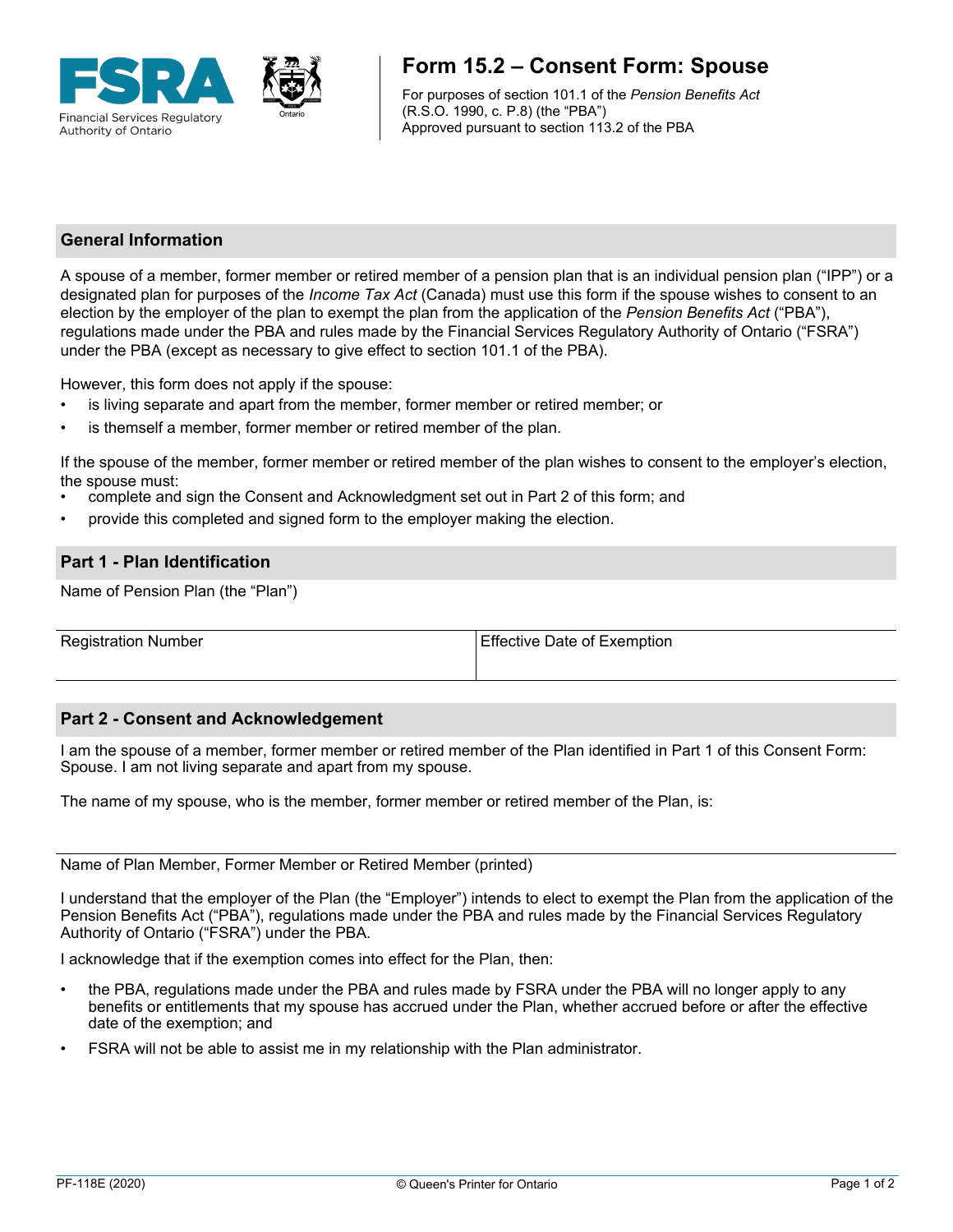# Form 15.2 – Consent Form: Spouse

For purposes of section 101.1 of the *Pension Benefits Act* (R.S.O. 1990, c. P.8) (the "PBA")
Approved pursuant to section 113.2 of the PBA

## General Information

A spouse of a member, former member or retired member of a pension plan that is an individual pension plan ("IPP") or a designated plan for purposes of the *Income Tax Act* (Canada) must use this form if the spouse wishes to consent to an election by the employer of the plan to exempt the plan from the application of the *Pension Benefits Act* ("PBA"), regulations made under the PBA and rules made by the Financial Services Regulatory Authority of Ontario ("FSRA") under the PBA (except as necessary to give effect to section 101.1 of the PBA).

However, this form does not apply if the spouse:

- is living separate and apart from the member, former member or retired member; or
- is themself a member, former member or retired member of the plan.

If the spouse of the member, former member or retired member of the plan wishes to consent to the employer's election, the spouse must:

- complete and sign the Consent and Acknowledgment set out in Part 2 of this form; and
- provide this completed and signed form to the employer making the election.

## Part 1 - Plan Identification

Name of Pension Plan (the "Plan")

| Registration Number | Effective Date of Exemption |
|---|---|
| | |

## Part 2 - Consent and Acknowledgement

I am the spouse of a member, former member or retired member of the Plan identified in Part 1 of this Consent Form: Spouse. I am not living separate and apart from my spouse.

The name of my spouse, who is the member, former member or retired member of the Plan, is:

Name of Plan Member, Former Member or Retired Member (printed)

I understand that the employer of the Plan (the "Employer") intends to elect to exempt the Plan from the application of the Pension Benefits Act ("PBA"), regulations made under the PBA and rules made by the Financial Services Regulatory Authority of Ontario ("FSRA") under the PBA.

I acknowledge that if the exemption comes into effect for the Plan, then:

- the PBA, regulations made under the PBA and rules made by FSRA under the PBA will no longer apply to any benefits or entitlements that my spouse has accrued under the Plan, whether accrued before or after the effective date of the exemption; and
- FSRA will not be able to assist me in my relationship with the Plan administrator.

PF-118E (2020) © Queen's Printer for Ontario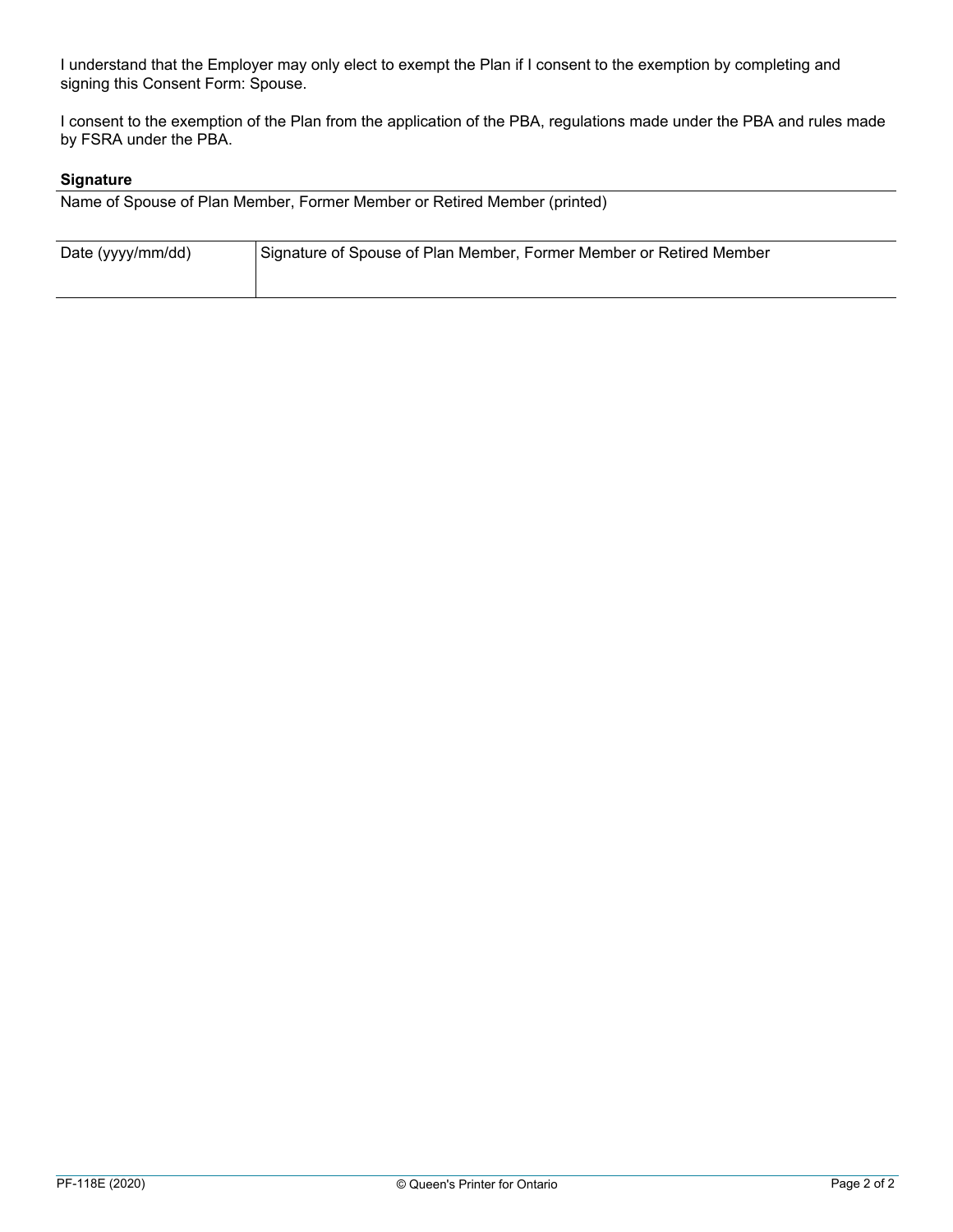I understand that the Employer may only elect to exempt the Plan if I consent to the exemption by completing and signing this Consent Form: Spouse.

I consent to the exemption of the Plan from the application of the PBA, regulations made under the PBA and rules made by FSRA under the PBA.

**Signature**

Name of Spouse of Plan Member, Former Member or Retired Member (printed)

| Date (yyyy/mm/dd) | Signature of Spouse of Plan Member, Former Member or Retired Member |
|---|---|
| | |

PF-118E (2020) © Queen's Printer for Ontario